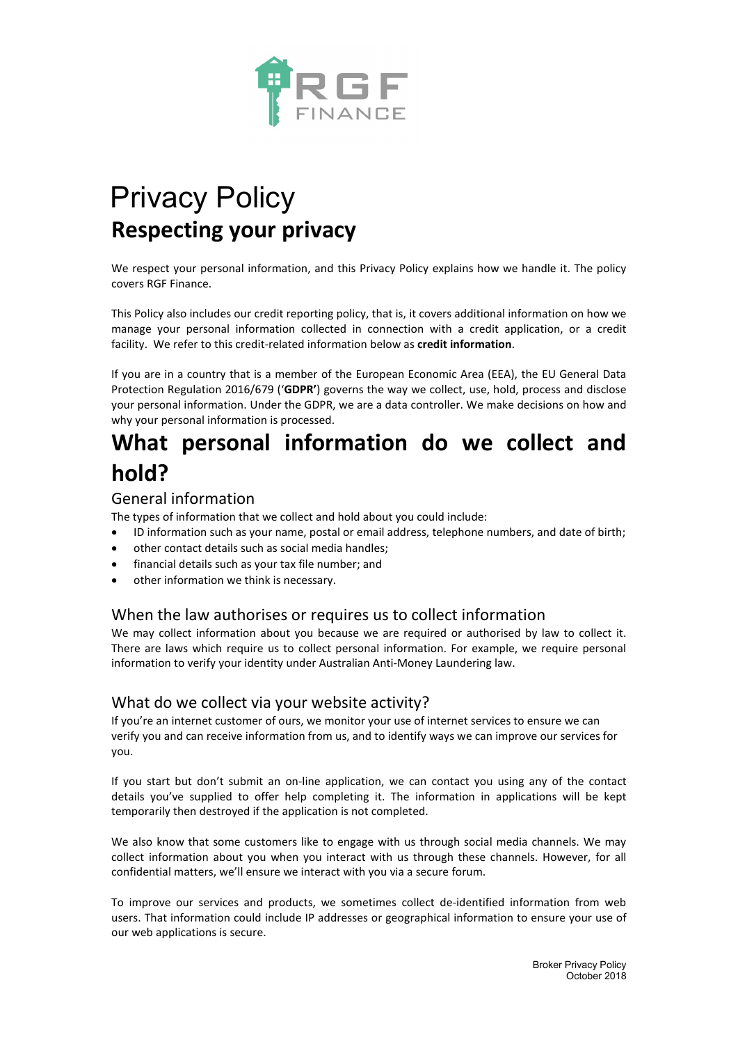RGF FINANCE

# Privacy Policy

## Respecting your privacy

We respect your personal information, and this Privacy Policy explains how we handle it. The policy covers RGF Finance.

This Policy also includes our credit reporting policy, that is, it covers additional information on how we manage your personal information collected in connection with a credit application, or a credit facility. We refer to this credit-related information below as **credit information**.

If you are in a country that is a member of the European Economic Area (EEA), the EU General Data Protection Regulation 2016/679 ('**GDPR'**) governs the way we collect, use, hold, process and disclose your personal information. Under the GDPR, we are a data controller. We make decisions on how and why your personal information is processed.

# What personal information do we collect and hold?

### General information

The types of information that we collect and hold about you could include:

- ID information such as your name, postal or email address, telephone numbers, and date of birth;
- other contact details such as social media handles;
- financial details such as your tax file number; and
- other information we think is necessary.

### When the law authorises or requires us to collect information

We may collect information about you because we are required or authorised by law to collect it. There are laws which require us to collect personal information. For example, we require personal information to verify your identity under Australian Anti-Money Laundering law.

### What do we collect via your website activity?

If you're an internet customer of ours, we monitor your use of internet services to ensure we can verify you and can receive information from us, and to identify ways we can improve our services for you.

If you start but don't submit an on-line application, we can contact you using any of the contact details you've supplied to offer help completing it. The information in applications will be kept temporarily then destroyed if the application is not completed.

We also know that some customers like to engage with us through social media channels. We may collect information about you when you interact with us through these channels. However, for all confidential matters, we'll ensure we interact with you via a secure forum.

To improve our services and products, we sometimes collect de-identified information from web users. That information could include IP addresses or geographical information to ensure your use of our web applications is secure.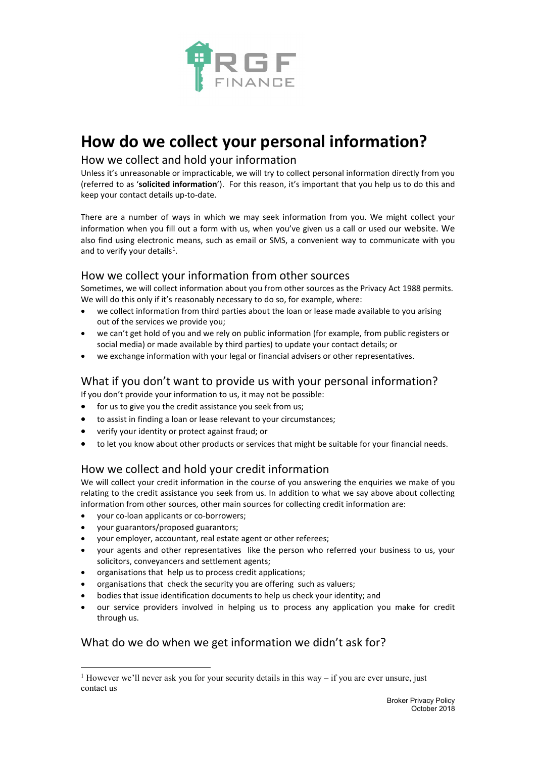# How do we collect your personal information?

## How we collect and hold your information

Unless it's unreasonable or impracticable, we will try to collect personal information directly from you (referred to as '**solicited information**'). For this reason, it's important that you help us to do this and keep your contact details up-to-date.

There are a number of ways in which we may seek information from you. We might collect your information when you fill out a form with us, when you've given us a call or used our website. We also find using electronic means, such as email or SMS, a convenient way to communicate with you and to verify your details[1].

## How we collect your information from other sources

Sometimes, we will collect information about you from other sources as the Privacy Act 1988 permits. We will do this only if it's reasonably necessary to do so, for example, where:

- we collect information from third parties about the loan or lease made available to you arising out of the services we provide you;
- we can't get hold of you and we rely on public information (for example, from public registers or social media) or made available by third parties) to update your contact details; or
- we exchange information with your legal or financial advisers or other representatives.

## What if you don't want to provide us with your personal information?

If you don't provide your information to us, it may not be possible:

- for us to give you the credit assistance you seek from us;
- to assist in finding a loan or lease relevant to your circumstances;
- verify your identity or protect against fraud; or
- to let you know about other products or services that might be suitable for your financial needs.

## How we collect and hold your credit information

We will collect your credit information in the course of you answering the enquiries we make of you relating to the credit assistance you seek from us. In addition to what we say above about collecting information from other sources, other main sources for collecting credit information are:

- your co-loan applicants or co-borrowers;
- your guarantors/proposed guarantors;
- your employer, accountant, real estate agent or other referees;
- your agents and other representatives like the person who referred your business to us, your solicitors, conveyancers and settlement agents;
- organisations that help us to process credit applications;
- organisations that check the security you are offering such as valuers;
- bodies that issue identification documents to help us check your identity; and
- our service providers involved in helping us to process any application you make for credit through us.

## What do we do when we get information we didn't ask for?

[1] However we'll never ask you for your security details in this way – if you are ever unsure, just contact us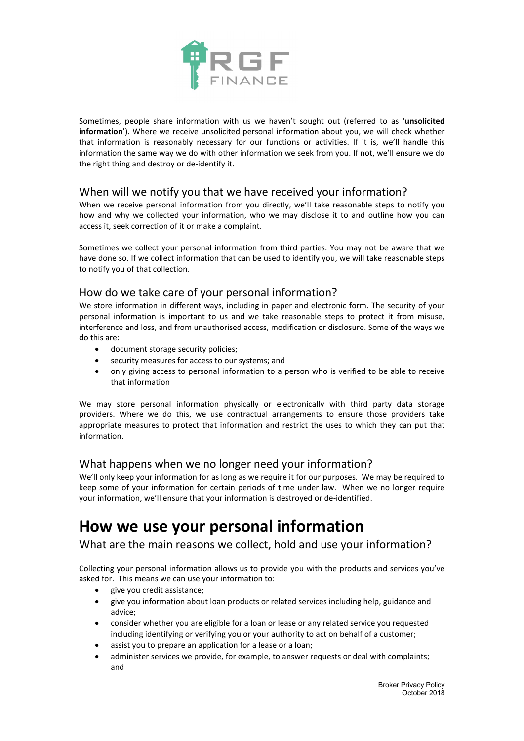Sometimes, people share information with us we haven't sought out (referred to as '**unsolicited information**'). Where we receive unsolicited personal information about you, we will check whether that information is reasonably necessary for our functions or activities. If it is, we'll handle this information the same way we do with other information we seek from you. If not, we'll ensure we do the right thing and destroy or de-identify it.

## When will we notify you that we have received your information?

When we receive personal information from you directly, we'll take reasonable steps to notify you how and why we collected your information, who we may disclose it to and outline how you can access it, seek correction of it or make a complaint.

Sometimes we collect your personal information from third parties. You may not be aware that we have done so. If we collect information that can be used to identify you, we will take reasonable steps to notify you of that collection.

## How do we take care of your personal information?

We store information in different ways, including in paper and electronic form. The security of your personal information is important to us and we take reasonable steps to protect it from misuse, interference and loss, and from unauthorised access, modification or disclosure. Some of the ways we do this are:

- document storage security policies;
- security measures for access to our systems; and
- only giving access to personal information to a person who is verified to be able to receive that information

We may store personal information physically or electronically with third party data storage providers. Where we do this, we use contractual arrangements to ensure those providers take appropriate measures to protect that information and restrict the uses to which they can put that information.

## What happens when we no longer need your information?

We'll only keep your information for as long as we require it for our purposes. We may be required to keep some of your information for certain periods of time under law. When we no longer require your information, we'll ensure that your information is destroyed or de-identified.

# How we use your personal information

## What are the main reasons we collect, hold and use your information?

Collecting your personal information allows us to provide you with the products and services you've asked for. This means we can use your information to:

- give you credit assistance;
- give you information about loan products or related services including help, guidance and advice;
- consider whether you are eligible for a loan or lease or any related service you requested including identifying or verifying you or your authority to act on behalf of a customer;
- assist you to prepare an application for a lease or a loan;
- administer services we provide, for example, to answer requests or deal with complaints; and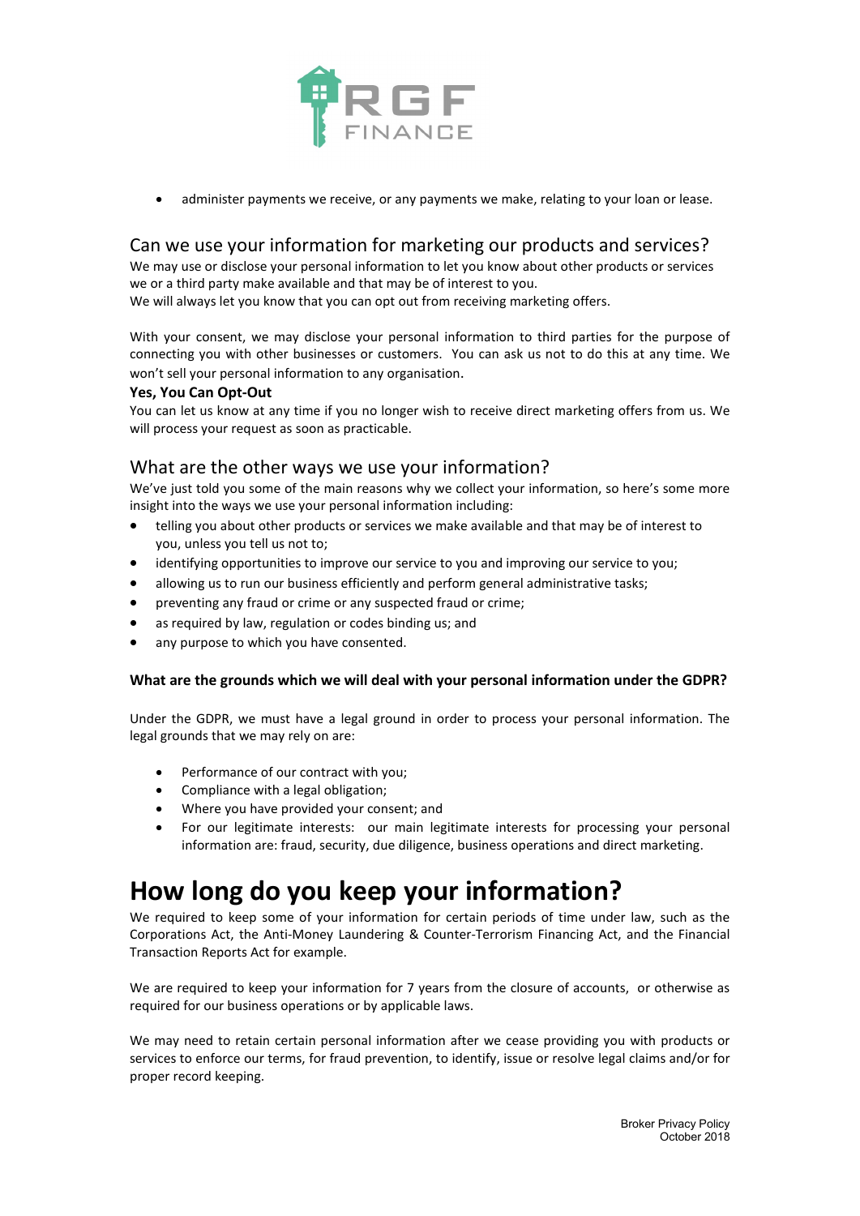- administer payments we receive, or any payments we make, relating to your loan or lease.

## Can we use your information for marketing our products and services?

We may use or disclose your personal information to let you know about other products or services we or a third party make available and that may be of interest to you.
We will always let you know that you can opt out from receiving marketing offers.

With your consent, we may disclose your personal information to third parties for the purpose of connecting you with other businesses or customers. You can ask us not to do this at any time. We won't sell your personal information to any organisation.

**Yes, You Can Opt-Out**

You can let us know at any time if you no longer wish to receive direct marketing offers from us. We will process your request as soon as practicable.

## What are the other ways we use your information?

We've just told you some of the main reasons why we collect your information, so here's some more insight into the ways we use your personal information including:

- telling you about other products or services we make available and that may be of interest to you, unless you tell us not to;
- identifying opportunities to improve our service to you and improving our service to you;
- allowing us to run our business efficiently and perform general administrative tasks;
- preventing any fraud or crime or any suspected fraud or crime;
- as required by law, regulation or codes binding us; and
- any purpose to which you have consented.

**What are the grounds which we will deal with your personal information under the GDPR?**

Under the GDPR, we must have a legal ground in order to process your personal information. The legal grounds that we may rely on are:

- Performance of our contract with you;
- Compliance with a legal obligation;
- Where you have provided your consent; and
- For our legitimate interests: our main legitimate interests for processing your personal information are: fraud, security, due diligence, business operations and direct marketing.

# How long do you keep your information?

We required to keep some of your information for certain periods of time under law, such as the Corporations Act, the Anti-Money Laundering & Counter-Terrorism Financing Act, and the Financial Transaction Reports Act for example.

We are required to keep your information for 7 years from the closure of accounts, or otherwise as required for our business operations or by applicable laws.

We may need to retain certain personal information after we cease providing you with products or services to enforce our terms, for fraud prevention, to identify, issue or resolve legal claims and/or for proper record keeping.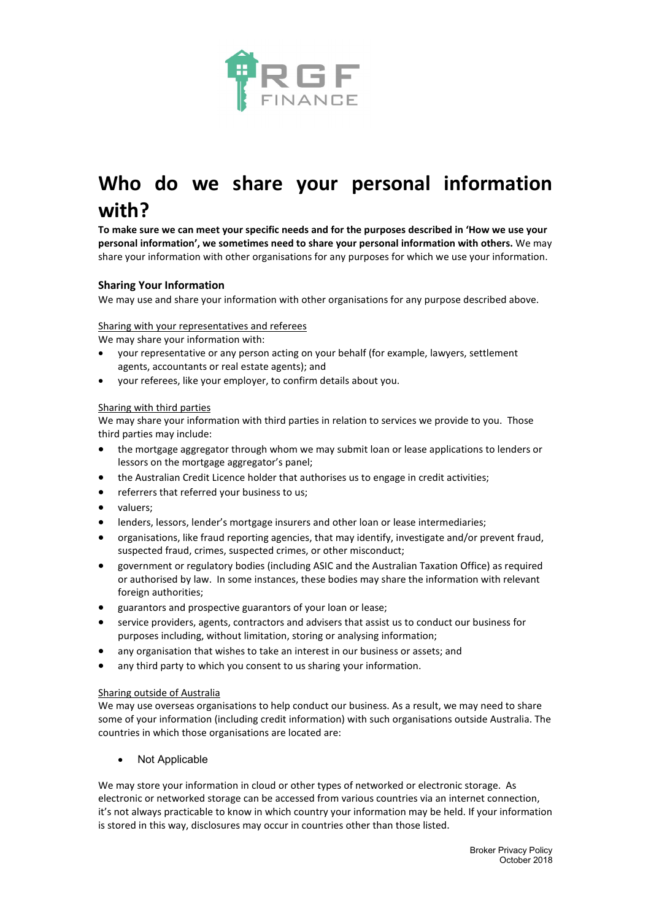# Who do we share your personal information with?

**To make sure we can meet your specific needs and for the purposes described in 'How we use your personal information', we sometimes need to share your personal information with others.** We may share your information with other organisations for any purposes for which we use your information.

### Sharing Your Information

We may use and share your information with other organisations for any purpose described above.

Sharing with your representatives and referees

We may share your information with:

- your representative or any person acting on your behalf (for example, lawyers, settlement agents, accountants or real estate agents); and
- your referees, like your employer, to confirm details about you.

Sharing with third parties

We may share your information with third parties in relation to services we provide to you. Those third parties may include:

- the mortgage aggregator through whom we may submit loan or lease applications to lenders or lessors on the mortgage aggregator's panel;
- the Australian Credit Licence holder that authorises us to engage in credit activities;
- referrers that referred your business to us;
- valuers;
- lenders, lessors, lender's mortgage insurers and other loan or lease intermediaries;
- organisations, like fraud reporting agencies, that may identify, investigate and/or prevent fraud, suspected fraud, crimes, suspected crimes, or other misconduct;
- government or regulatory bodies (including ASIC and the Australian Taxation Office) as required or authorised by law. In some instances, these bodies may share the information with relevant foreign authorities;
- guarantors and prospective guarantors of your loan or lease;
- service providers, agents, contractors and advisers that assist us to conduct our business for purposes including, without limitation, storing or analysing information;
- any organisation that wishes to take an interest in our business or assets; and
- any third party to which you consent to us sharing your information.

Sharing outside of Australia

We may use overseas organisations to help conduct our business. As a result, we may need to share some of your information (including credit information) with such organisations outside Australia. The countries in which those organisations are located are:

- Not Applicable

We may store your information in cloud or other types of networked or electronic storage. As electronic or networked storage can be accessed from various countries via an internet connection, it's not always practicable to know in which country your information may be held. If your information is stored in this way, disclosures may occur in countries other than those listed.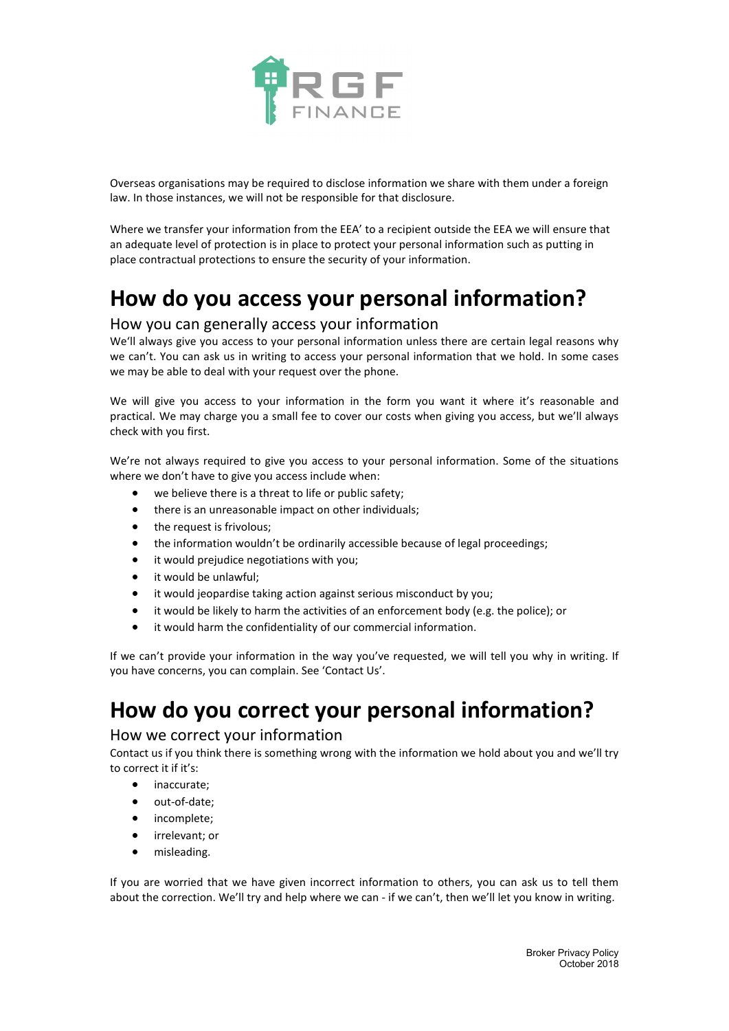Overseas organisations may be required to disclose information we share with them under a foreign law. In those instances, we will not be responsible for that disclosure.

Where we transfer your information from the EEA' to a recipient outside the EEA we will ensure that an adequate level of protection is in place to protect your personal information such as putting in place contractual protections to ensure the security of your information.

# How do you access your personal information?

## How you can generally access your information

We'll always give you access to your personal information unless there are certain legal reasons why we can't. You can ask us in writing to access your personal information that we hold. In some cases we may be able to deal with your request over the phone.

We will give you access to your information in the form you want it where it's reasonable and practical. We may charge you a small fee to cover our costs when giving you access, but we'll always check with you first.

We're not always required to give you access to your personal information. Some of the situations where we don't have to give you access include when:

- we believe there is a threat to life or public safety;
- there is an unreasonable impact on other individuals;
- the request is frivolous;
- the information wouldn't be ordinarily accessible because of legal proceedings;
- it would prejudice negotiations with you;
- it would be unlawful;
- it would jeopardise taking action against serious misconduct by you;
- it would be likely to harm the activities of an enforcement body (e.g. the police); or
- it would harm the confidentiality of our commercial information.

If we can't provide your information in the way you've requested, we will tell you why in writing. If you have concerns, you can complain. See 'Contact Us'.

# How do you correct your personal information?

## How we correct your information

Contact us if you think there is something wrong with the information we hold about you and we'll try to correct it if it's:

- inaccurate;
- out-of-date;
- incomplete;
- irrelevant; or
- misleading.

If you are worried that we have given incorrect information to others, you can ask us to tell them about the correction. We'll try and help where we can - if we can't, then we'll let you know in writing.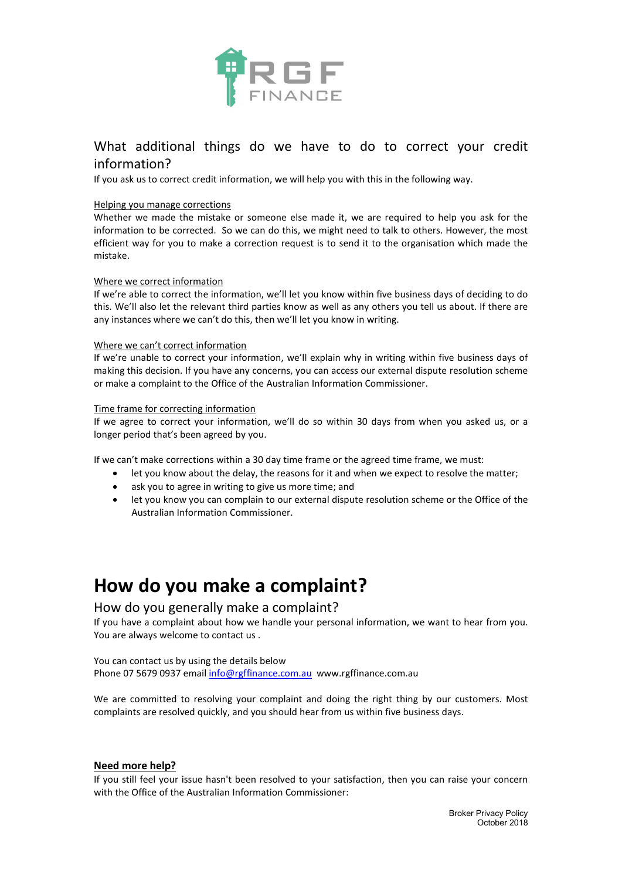## What additional things do we have to do to correct your credit information?

If you ask us to correct credit information, we will help you with this in the following way.

Helping you manage corrections

Whether we made the mistake or someone else made it, we are required to help you ask for the information to be corrected. So we can do this, we might need to talk to others. However, the most efficient way for you to make a correction request is to send it to the organisation which made the mistake.

Where we correct information

If we're able to correct the information, we'll let you know within five business days of deciding to do this. We'll also let the relevant third parties know as well as any others you tell us about. If there are any instances where we can't do this, then we'll let you know in writing.

Where we can't correct information

If we're unable to correct your information, we'll explain why in writing within five business days of making this decision. If you have any concerns, you can access our external dispute resolution scheme or make a complaint to the Office of the Australian Information Commissioner.

Time frame for correcting information

If we agree to correct your information, we'll do so within 30 days from when you asked us, or a longer period that's been agreed by you.

If we can't make corrections within a 30 day time frame or the agreed time frame, we must:

- let you know about the delay, the reasons for it and when we expect to resolve the matter;
- ask you to agree in writing to give us more time; and
- let you know you can complain to our external dispute resolution scheme or the Office of the Australian Information Commissioner.

# How do you make a complaint?

## How do you generally make a complaint?

If you have a complaint about how we handle your personal information, we want to hear from you. You are always welcome to contact us .

You can contact us by using the details below
Phone 07 5679 0937 email info@rgffinance.com.au www.rgffinance.com.au

We are committed to resolving your complaint and doing the right thing by our customers. Most complaints are resolved quickly, and you should hear from us within five business days.

**Need more help?**

If you still feel your issue hasn't been resolved to your satisfaction, then you can raise your concern with the Office of the Australian Information Commissioner: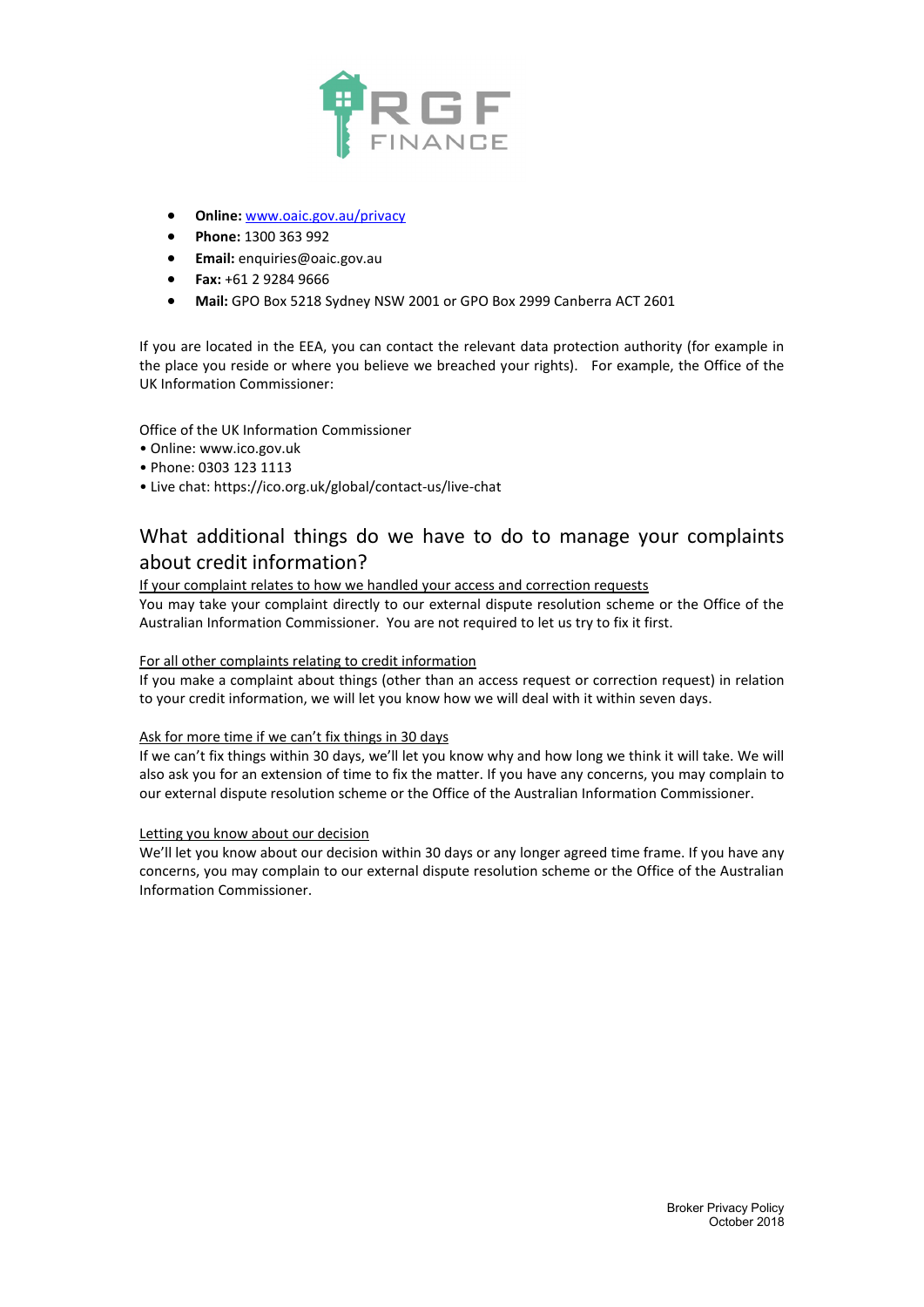- **Online:** [www.oaic.gov.au/privacy](www.oaic.gov.au/privacy)
- **Phone:** 1300 363 992
- **Email:** enquiries@oaic.gov.au
- **Fax:** +61 2 9284 9666
- **Mail:** GPO Box 5218 Sydney NSW 2001 or GPO Box 2999 Canberra ACT 2601

If you are located in the EEA, you can contact the relevant data protection authority (for example in the place you reside or where you believe we breached your rights). For example, the Office of the UK Information Commissioner:

Office of the UK Information Commissioner
- Online: www.ico.gov.uk
- Phone: 0303 123 1113
- Live chat: https://ico.org.uk/global/contact-us/live-chat

## What additional things do we have to do to manage your complaints about credit information?

If your complaint relates to how we handled your access and correction requests

You may take your complaint directly to our external dispute resolution scheme or the Office of the Australian Information Commissioner. You are not required to let us try to fix it first.

For all other complaints relating to credit information

If you make a complaint about things (other than an access request or correction request) in relation to your credit information, we will let you know how we will deal with it within seven days.

Ask for more time if we can't fix things in 30 days

If we can't fix things within 30 days, we'll let you know why and how long we think it will take. We will also ask you for an extension of time to fix the matter. If you have any concerns, you may complain to our external dispute resolution scheme or the Office of the Australian Information Commissioner.

Letting you know about our decision

We'll let you know about our decision within 30 days or any longer agreed time frame. If you have any concerns, you may complain to our external dispute resolution scheme or the Office of the Australian Information Commissioner.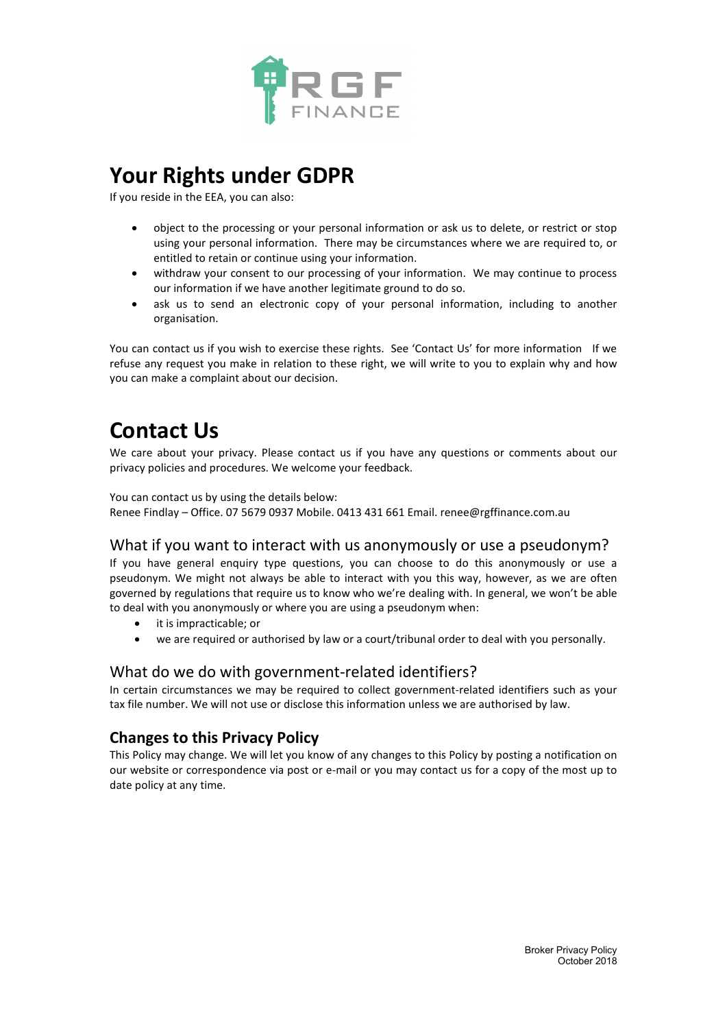# Your Rights under GDPR

If you reside in the EEA, you can also:

- object to the processing or your personal information or ask us to delete, or restrict or stop using your personal information. There may be circumstances where we are required to, or entitled to retain or continue using your information.
- withdraw your consent to our processing of your information. We may continue to process our information if we have another legitimate ground to do so.
- ask us to send an electronic copy of your personal information, including to another organisation.

You can contact us if you wish to exercise these rights. See 'Contact Us' for more information If we refuse any request you make in relation to these right, we will write to you to explain why and how you can make a complaint about our decision.

# Contact Us

We care about your privacy. Please contact us if you have any questions or comments about our privacy policies and procedures. We welcome your feedback.

You can contact us by using the details below:
Renee Findlay – Office. 07 5679 0937 Mobile. 0413 431 661 Email. renee@rgffinance.com.au

## What if you want to interact with us anonymously or use a pseudonym?

If you have general enquiry type questions, you can choose to do this anonymously or use a pseudonym. We might not always be able to interact with you this way, however, as we are often governed by regulations that require us to know who we're dealing with. In general, we won't be able to deal with you anonymously or where you are using a pseudonym when:

- it is impracticable; or
- we are required or authorised by law or a court/tribunal order to deal with you personally.

## What do we do with government-related identifiers?

In certain circumstances we may be required to collect government-related identifiers such as your tax file number. We will not use or disclose this information unless we are authorised by law.

### Changes to this Privacy Policy

This Policy may change. We will let you know of any changes to this Policy by posting a notification on our website or correspondence via post or e-mail or you may contact us for a copy of the most up to date policy at any time.